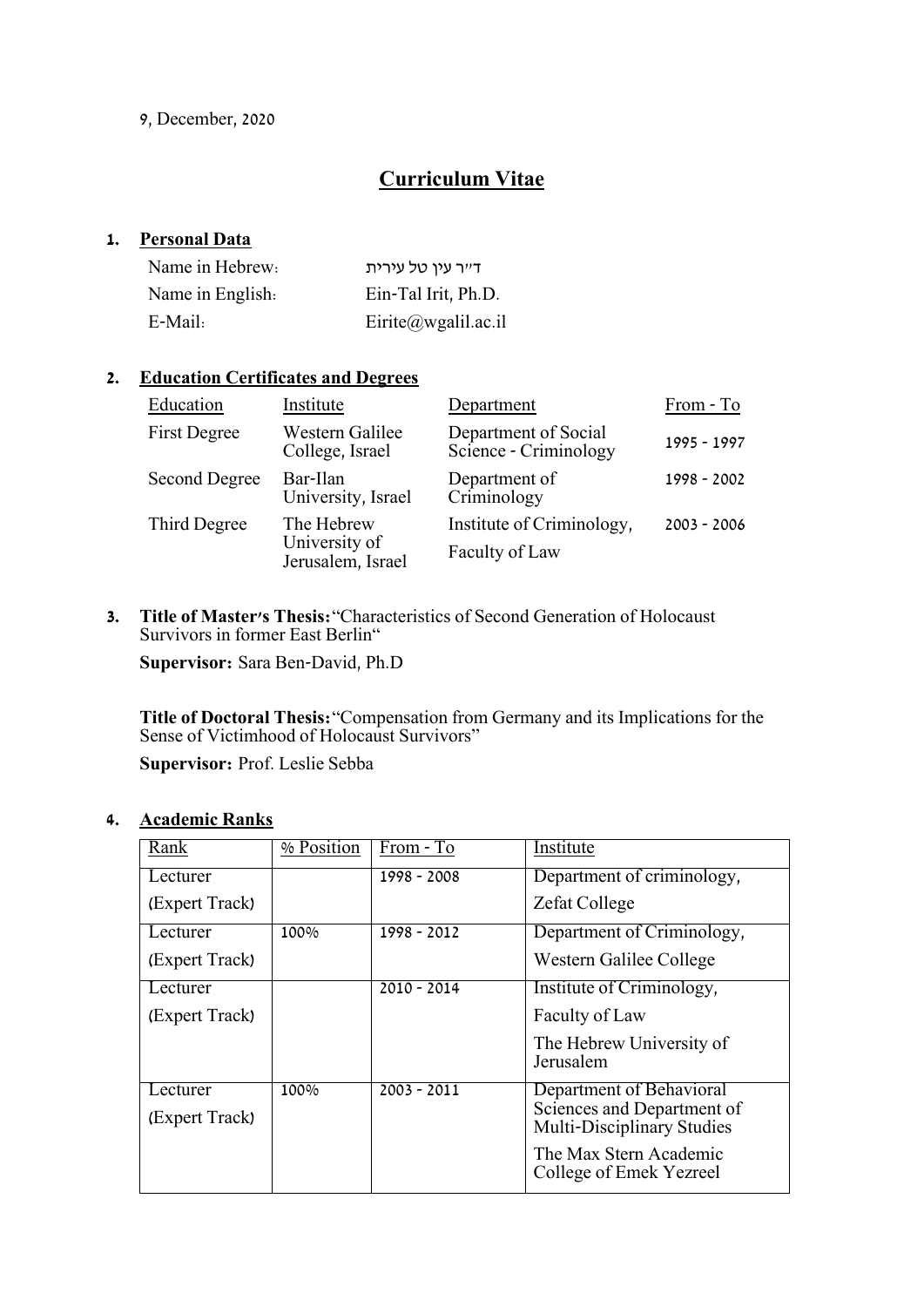9, December, 2020

# Curriculum Vitae

## 1. Personal Data

| | |
|---|---|
| Name in Hebrew: | ד"ר עין טל עירית |
| Name in English: | Ein-Tal Irit, Ph.D. |
| E-Mail: | Eirite@wgalil.ac.il |

## 2. Education Certificates and Degrees

| Education | Institute | Department | From - To |
|---|---|---|---|
| First Degree | Western Galilee College, Israel | Department of Social Science - Criminology | 1995 - 1997 |
| Second Degree | Bar-Ilan University, Israel | Department of Criminology | 1998 - 2002 |
| Third Degree | The Hebrew University of Jerusalem, Israel | Institute of Criminology, Faculty of Law | 2003 - 2006 |

## 3. Title of Master's Thesis: "Characteristics of Second Generation of Holocaust Survivors in former East Berlin"

**Supervisor:** Sara Ben-David, Ph.D

**Title of Doctoral Thesis:** "Compensation from Germany and its Implications for the Sense of Victimhood of Holocaust Survivors"

**Supervisor:** Prof. Leslie Sebba

## 4. Academic Ranks

| Rank | % Position | From - To | Institute |
|---|---|---|---|
| Lecturer (Expert Track) | | 1998 - 2008 | Department of criminology, Zefat College |
| Lecturer (Expert Track) | 100% | 1998 - 2012 | Department of Criminology, Western Galilee College |
| Lecturer (Expert Track) | | 2010 - 2014 | Institute of Criminology, Faculty of Law, The Hebrew University of Jerusalem |
| Lecturer (Expert Track) | 100% | 2003 - 2011 | Department of Behavioral Sciences and Department of Multi-Disciplinary Studies, The Max Stern Academic College of Emek Yezreel |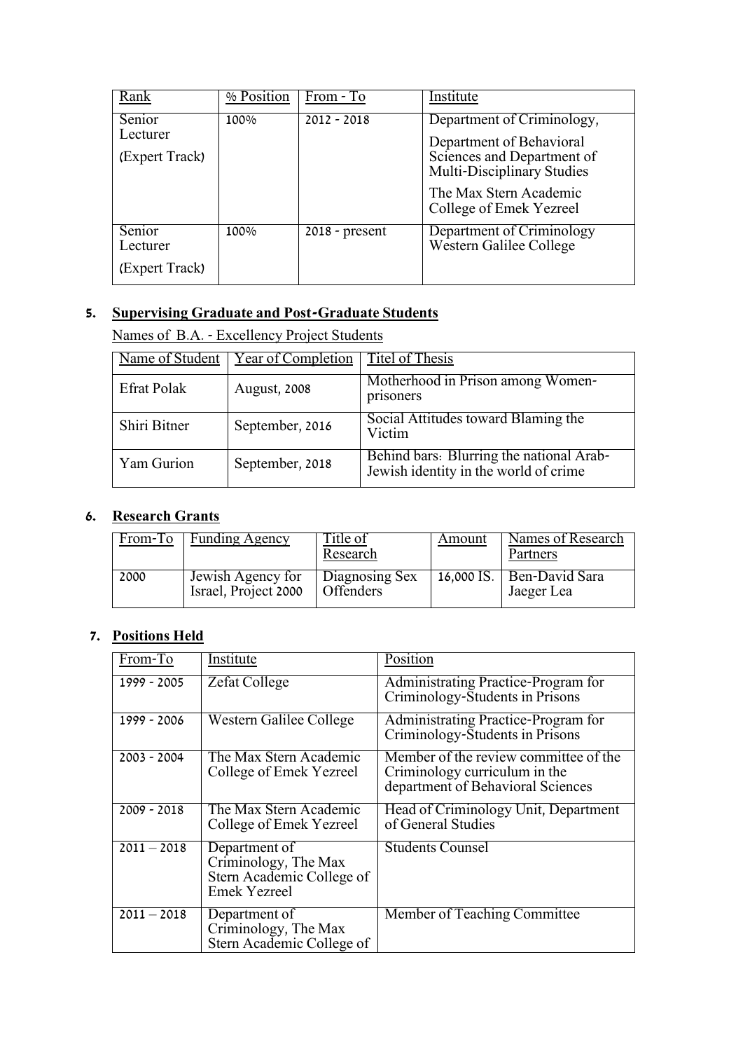| Rank | % Position | From - To | Institute |
|---|---|---|---|
| Senior Lecturer (Expert Track) | 100% | 2012 - 2018 | Department of Criminology, Department of Behavioral Sciences and Department of Multi-Disciplinary Studies The Max Stern Academic College of Emek Yezreel |
| Senior Lecturer (Expert Track) | 100% | 2018 - present | Department of Criminology Western Galilee College |

**5. Supervising Graduate and Post-Graduate Students**

Names of B.A. - Excellency Project Students

| Name of Student | Year of Completion | Titel of Thesis |
|---|---|---|
| Efrat Polak | August, 2008 | Motherhood in Prison among Women-prisoners |
| Shiri Bitner | September, 2016 | Social Attitudes toward Blaming the Victim |
| Yam Gurion | September, 2018 | Behind bars: Blurring the national Arab-Jewish identity in the world of crime |

**6. Research Grants**

| From-To | Funding Agency | Title of Research | Amount | Names of Research Partners |
|---|---|---|---|---|
| 2000 | Jewish Agency for Israel, Project 2000 | Diagnosing Sex Offenders | 16,000 IS. | Ben-David Sara Jaeger Lea |

**7. Positions Held**

| From-To | Institute | Position |
|---|---|---|
| 1999 - 2005 | Zefat College | Administrating Practice-Program for Criminology-Students in Prisons |
| 1999 - 2006 | Western Galilee College | Administrating Practice-Program for Criminology-Students in Prisons |
| 2003 - 2004 | The Max Stern Academic College of Emek Yezreel | Member of the review committee of the Criminology curriculum in the department of Behavioral Sciences |
| 2009 - 2018 | The Max Stern Academic College of Emek Yezreel | Head of Criminology Unit, Department of General Studies |
| 2011 – 2018 | Department of Criminology, The Max Stern Academic College of Emek Yezreel | Students Counsel |
| 2011 – 2018 | Department of Criminology, The Max Stern Academic College of | Member of Teaching Committee |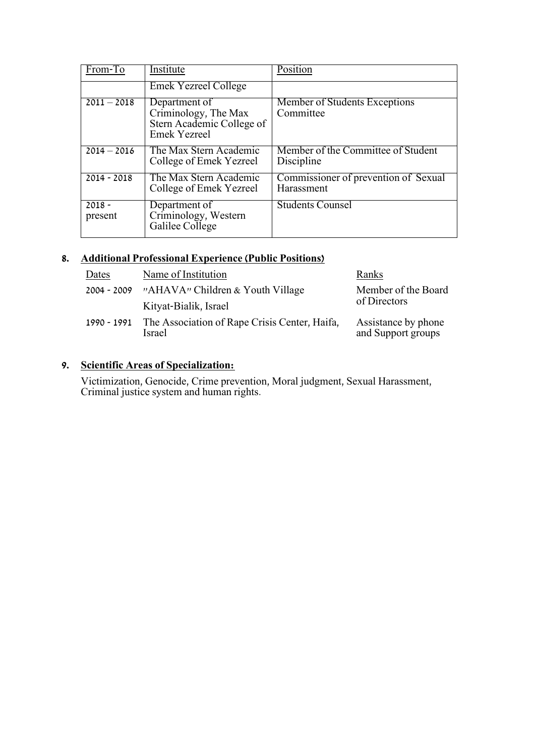| From-To | Institute | Position |
|---|---|---|
| | Emek Yezreel College | |
| 2011 – 2018 | Department of Criminology, The Max Stern Academic College of Emek Yezreel | Member of Students Exceptions Committee |
| 2014 – 2016 | The Max Stern Academic College of Emek Yezreel | Member of the Committee of Student Discipline |
| 2014 - 2018 | The Max Stern Academic College of Emek Yezreel | Commissioner of prevention of Sexual Harassment |
| 2018 - present | Department of Criminology, Western Galilee College | Students Counsel |

## 8. Additional Professional Experience (Public Positions)

| Dates | Name of Institution | Ranks |
|---|---|---|
| 2004 - 2009 | "AHAVA" Children & Youth Village Kityat-Bialik, Israel | Member of the Board of Directors |
| 1990 - 1991 | The Association of Rape Crisis Center, Haifa, Israel | Assistance by phone and Support groups |

## 9. Scientific Areas of Specialization:

Victimization, Genocide, Crime prevention, Moral judgment, Sexual Harassment, Criminal justice system and human rights.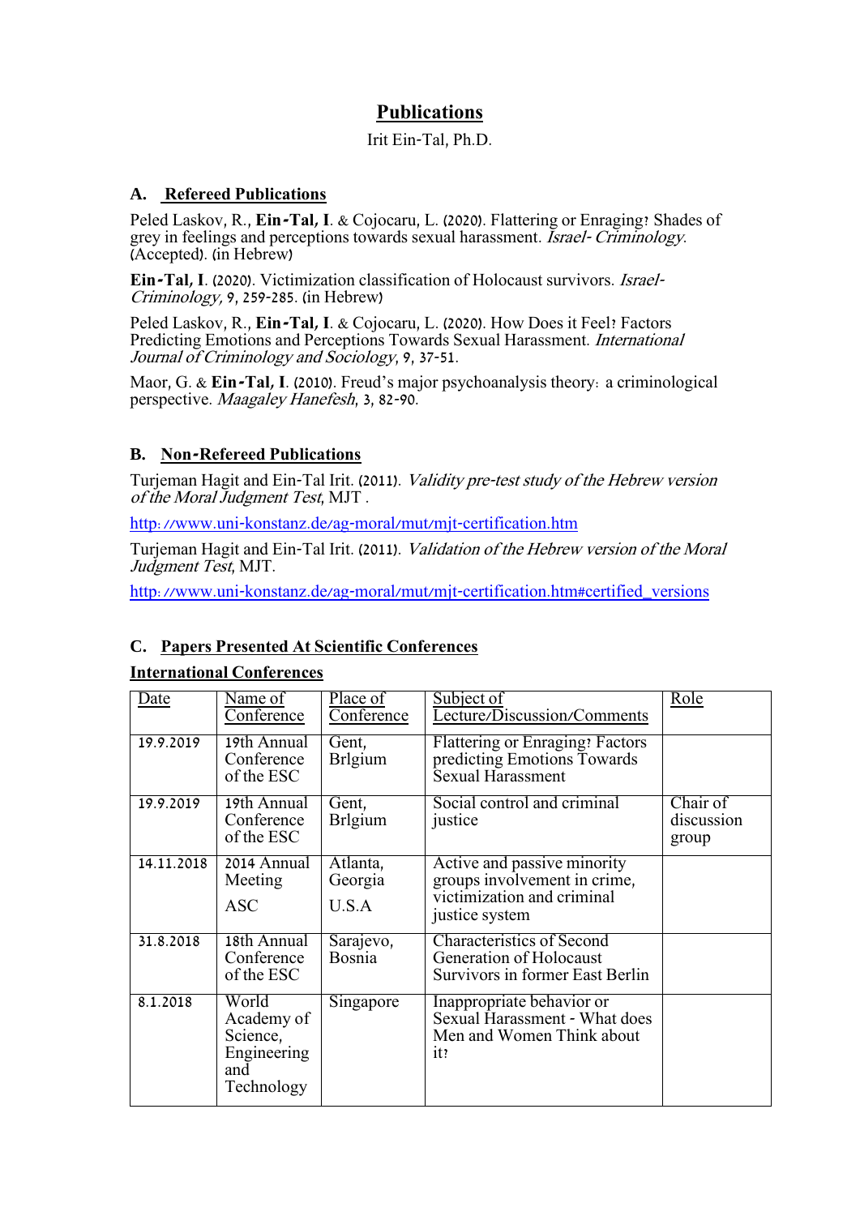# Publications

Irit Ein-Tal, Ph.D.

## A. Refereed Publications

Peled Laskov, R., **Ein-Tal, I**. & Cojocaru, L. (2020). Flattering or Enraging? Shades of grey in feelings and perceptions towards sexual harassment. *Israel- Criminology*. (Accepted). (in Hebrew)

**Ein-Tal, I**. (2020). Victimization classification of Holocaust survivors. *Israel-Criminology, 9*, 259-285. (in Hebrew)

Peled Laskov, R., **Ein-Tal, I**. & Cojocaru, L. (2020). How Does it Feel? Factors Predicting Emotions and Perceptions Towards Sexual Harassment. *International Journal of Criminology and Sociology*, 9, 37-51.

Maor, G. & **Ein-Tal, I**. (2010). Freud's major psychoanalysis theory: a criminological perspective. *Maagaley Hanefesh*, 3, 82-90.

## B. Non-Refereed Publications

Turjeman Hagit and Ein-Tal Irit. (2011). *Validity pre-test study of the Hebrew version of the Moral Judgment Test*, MJT .

http://www.uni-konstanz.de/ag-moral/mut/mjt-certification.htm

Turjeman Hagit and Ein-Tal Irit. (2011). *Validation of the Hebrew version of the Moral Judgment Test*, MJT.

http://www.uni-konstanz.de/ag-moral/mut/mjt-certification.htm#certified_versions

## C. Papers Presented At Scientific Conferences

**International Conferences**

| Date | Name of Conference | Place of Conference | Subject of Lecture/Discussion/Comments | Role |
|---|---|---|---|---|
| 19.9.2019 | 19th Annual Conference of the ESC | Gent, Brlgium | Flattering or Enraging? Factors predicting Emotions Towards Sexual Harassment | |
| 19.9.2019 | 19th Annual Conference of the ESC | Gent, Brlgium | Social control and criminal justice | Chair of discussion group |
| 14.11.2018 | 2014 Annual Meeting ASC | Atlanta, Georgia U.S.A | Active and passive minority groups involvement in crime, victimization and criminal justice system | |
| 31.8.2018 | 18th Annual Conference of the ESC | Sarajevo, Bosnia | Characteristics of Second Generation of Holocaust Survivors in former East Berlin | |
| 8.1.2018 | World Academy of Science, Engineering and Technology | Singapore | Inappropriate behavior or Sexual Harassment - What does Men and Women Think about it? | |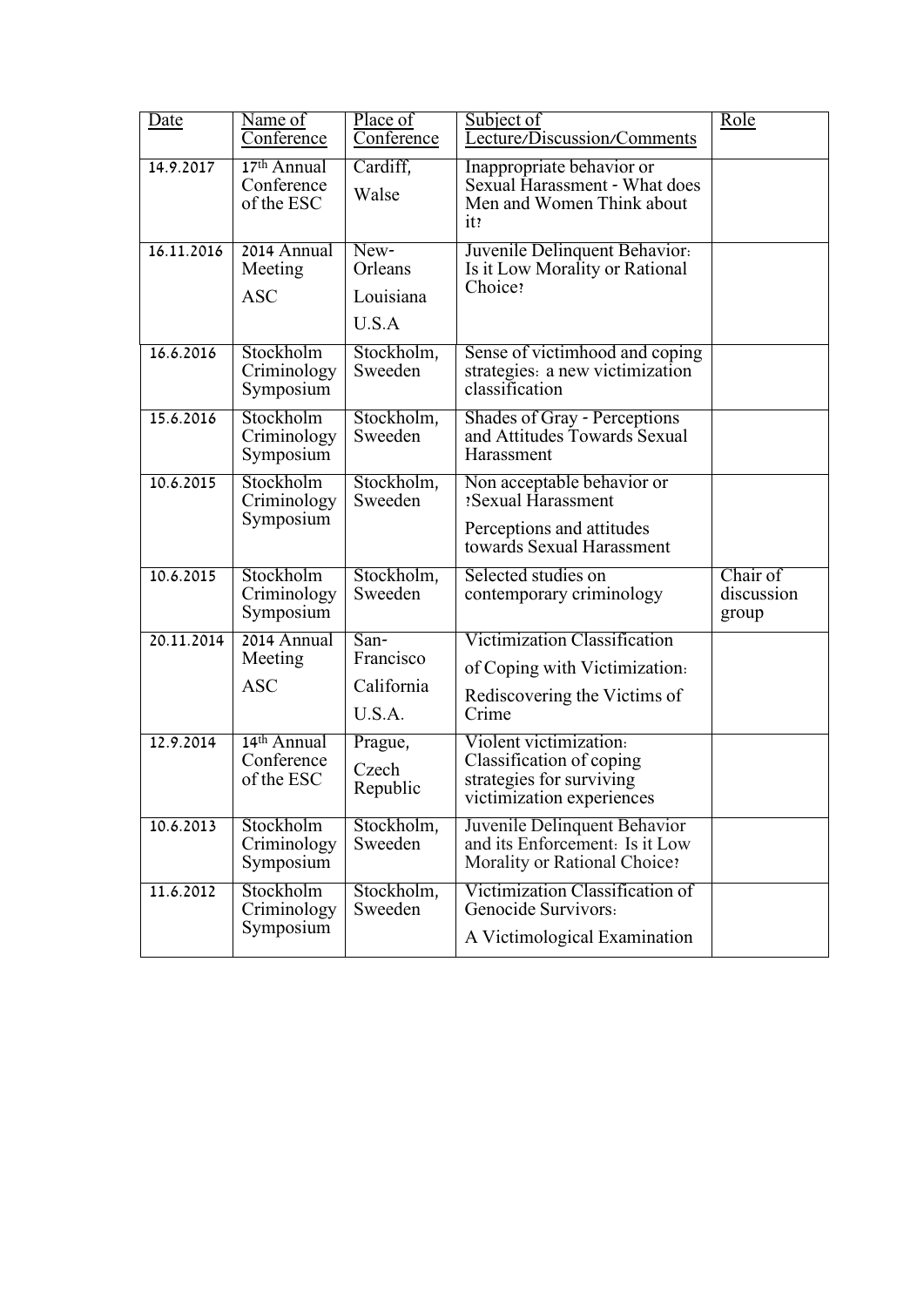| Date | Name of Conference | Place of Conference | Subject of Lecture/Discussion/Comments | Role |
|---|---|---|---|---|
| 14.9.2017 | 17th Annual Conference of the ESC | Cardiff, Walse | Inappropriate behavior or Sexual Harassment - What does Men and Women Think about it? | |
| 16.11.2016 | 2014 Annual Meeting ASC | New-Orleans Louisiana U.S.A | Juvenile Delinquent Behavior: Is it Low Morality or Rational Choice? | |
| 16.6.2016 | Stockholm Criminology Symposium | Stockholm, Sweeden | Sense of victimhood and coping strategies: a new victimization classification | |
| 15.6.2016 | Stockholm Criminology Symposium | Stockholm, Sweeden | Shades of Gray - Perceptions and Attitudes Towards Sexual Harassment | |
| 10.6.2015 | Stockholm Criminology Symposium | Stockholm, Sweeden | Non acceptable behavior or ?Sexual Harassment Perceptions and attitudes towards Sexual Harassment | |
| 10.6.2015 | Stockholm Criminology Symposium | Stockholm, Sweeden | Selected studies on contemporary criminology | Chair of discussion group |
| 20.11.2014 | 2014 Annual Meeting ASC | San-Francisco California U.S.A. | Victimization Classification of Coping with Victimization: Rediscovering the Victims of Crime | |
| 12.9.2014 | 14th Annual Conference of the ESC | Prague, Czech Republic | Violent victimization: Classification of coping strategies for surviving victimization experiences | |
| 10.6.2013 | Stockholm Criminology Symposium | Stockholm, Sweeden | Juvenile Delinquent Behavior and its Enforcement: Is it Low Morality or Rational Choice? | |
| 11.6.2012 | Stockholm Criminology Symposium | Stockholm, Sweeden | Victimization Classification of Genocide Survivors: A Victimological Examination | |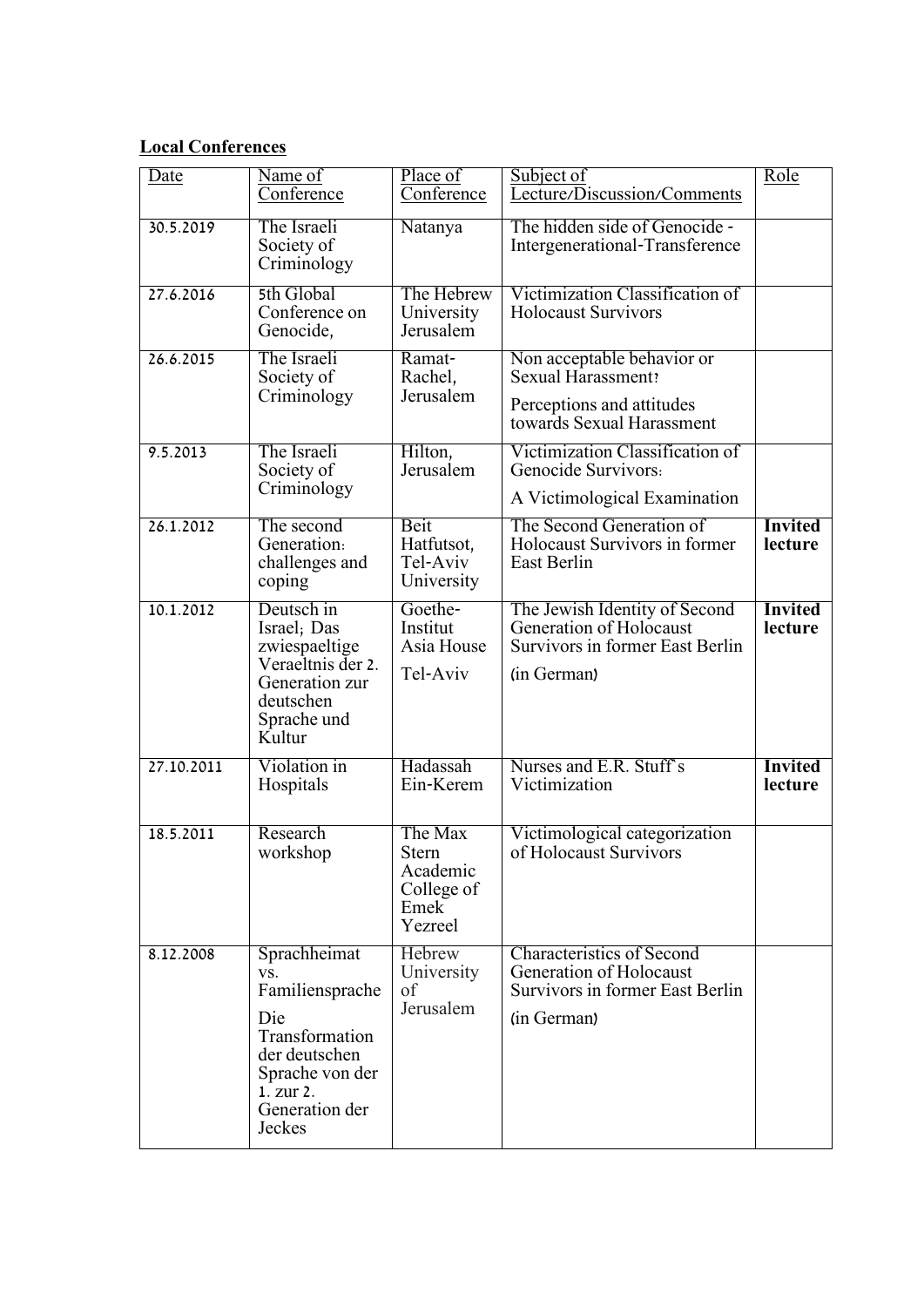**Local Conferences**

| Date | Name of Conference | Place of Conference | Subject of Lecture/Discussion/Comments | Role |
|---|---|---|---|---|
| 30.5.2019 | The Israeli Society of Criminology | Natanya | The hidden side of Genocide - Intergenerational-Transference | |
| 27.6.2016 | 5th Global Conference on Genocide, | The Hebrew University Jerusalem | Victimization Classification of Holocaust Survivors | |
| 26.6.2015 | The Israeli Society of Criminology | Ramat-Rachel, Jerusalem | Non acceptable behavior or Sexual Harassment? Perceptions and attitudes towards Sexual Harassment | |
| 9.5.2013 | The Israeli Society of Criminology | Hilton, Jerusalem | Victimization Classification of Genocide Survivors: A Victimological Examination | |
| 26.1.2012 | The second Generation: challenges and coping | Beit Hatfutsot, Tel-Aviv University | The Second Generation of Holocaust Survivors in former East Berlin | **Invited lecture** |
| 10.1.2012 | Deutsch in Israel; Das zwiespaeltige Veraeltnis der 2. Generation zur deutschen Sprache und Kultur | Goethe-Institut Asia House Tel-Aviv | The Jewish Identity of Second Generation of Holocaust Survivors in former East Berlin (in German) | **Invited lecture** |
| 27.10.2011 | Violation in Hospitals | Hadassah Ein-Kerem | Nurses and E.R. Stuff`s Victimization | **Invited lecture** |
| 18.5.2011 | Research workshop | The Max Stern Academic College of Emek Yezreel | Victimological categorization of Holocaust Survivors | |
| 8.12.2008 | Sprachheimat vs. Familiensprache Die Transformation der deutschen Sprache von der 1. zur 2. Generation der Jeckes | Hebrew University of Jerusalem | Characteristics of Second Generation of Holocaust Survivors in former East Berlin (in German) | |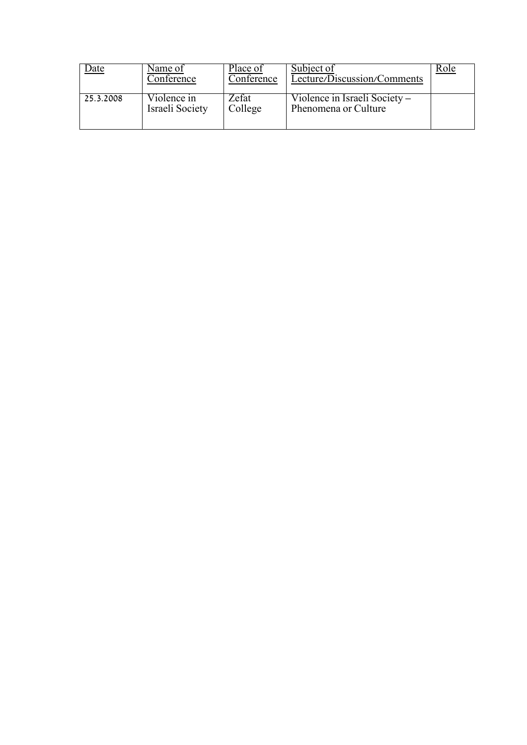| Date | Name of Conference | Place of Conference | Subject of Lecture/Discussion/Comments | Role |
| --- | --- | --- | --- | --- |
| 25.3.2008 | Violence in Israeli Society | Zefat College | Violence in Israeli Society – Phenomena or Culture | |